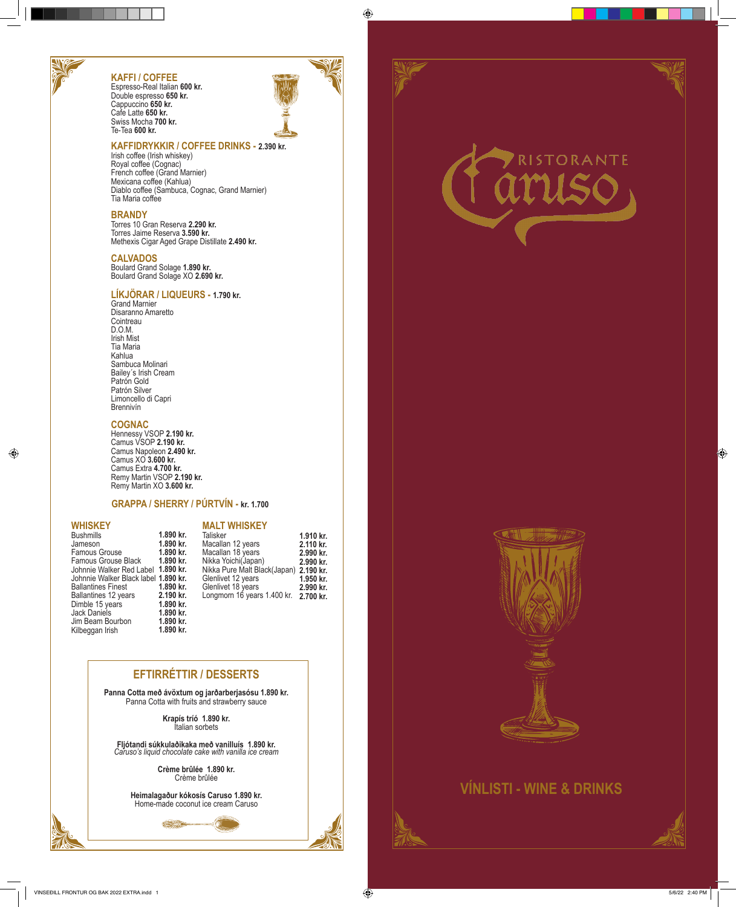## KAFFI / COFFEE

Espresso-Real Italian **600 kr.**
Double espresso **650 kr.**
Cappuccino **650 kr.**
Cafe Latte **650 kr.**
Swiss Mocha **700 kr.**
Te-Tea **600 kr.**

## KAFFIDRYKKIR / COFFEE DRINKS - **2.390 kr.**

Irish coffee (Irish whiskey)
Royal coffee (Cognac)
French coffee (Grand Marnier)
Mexicana coffee (Kahlua)
Diablo coffee (Sambuca, Cognac, Grand Marnier)
Tia Maria coffee

## BRANDY

Torres 10 Gran Reserva **2.290 kr.**
Torres Jaime Reserva **3.590 kr.**
Methexis Cigar Aged Grape Distillate **2.490 kr.**

## CALVADOS

Boulard Grand Solage **1.890 kr.**
Boulard Grand Solage XO **2.690 kr.**

## LÍKJÖRAR / LIQUEURS - **1.790 kr.**

Grand Marnier
Disaranno Amaretto
Cointreau
D.O.M.
Irish Mist
Tia Maria
Kahlua
Sambuca Molinari
Bailey´s Irish Cream
Patrón Gold
Patrón Silver
Limoncello di Capri
Brennivín

## COGNAC

Hennessy VSOP **2.190 kr.**
Camus VSOP **2.190 kr.**
Camus Napoleon **2.490 kr.**
Camus XO **3.600 kr.**
Camus Extra **4.700 kr.**
Remy Martin VSOP **2.190 kr.**
Remy Martin XO **3.600 kr.**

## GRAPPA / SHERRY / PÚRTVÍN - **kr. 1.700**

## WHISKEY

| | |
|---|---|
| Bushmills | **1.890 kr.** |
| Jameson | **1.890 kr.** |
| Famous Grouse | **1.890 kr.** |
| Famous Grouse Black | **1.890 kr.** |
| Johnnie Walker Red Label | **1.890 kr.** |
| Johnnie Walker Black label | **1.890 kr.** |
| Ballantines Finest | **1.890 kr.** |
| Ballantines 12 years | **2.190 kr.** |
| Dimble 15 years | **1.890 kr.** |
| Jack Daniels | **1.890 kr.** |
| Jim Beam Bourbon | **1.890 kr.** |
| Kilbeggan Irish | **1.890 kr.** |

## MALT WHISKEY

| | |
|---|---|
| Talisker | **1.910 kr.** |
| Macallan 12 years | **2.110 kr.** |
| Macallan 18 years | **2.990 kr.** |
| Nikka Yoichi(Japan) | **2.990 kr.** |
| Nikka Pure Malt Black(Japan) | **2.190 kr.** |
| Glenlivet 12 years | **1.950 kr.** |
| Glenlivet 18 years | **2.990 kr.** |
| Longmorn 16 years 1.400 kr. | **2.700 kr.** |

## EFTIRRÉTTIR / DESSERTS

**Panna Cotta með ávöxtum og jarðarberjasósu 1.890 kr.**
Panna Cotta with fruits and strawberry sauce

**Krapís tríó 1.890 kr.**
Italian sorbets

**Fljótandi súkkulaðikaka með vanilluís 1.890 kr.**
*Caruso's liquid chocolate cake with vanilla ice cream*

**Crème brûlée 1.890 kr.**
Crème brûlée

**Heimalagaður kókosís Caruso 1.890 kr.**
Home-made coconut ice cream Caruso

# RISTORANTE Caruso

## VÍNLISTI - WINE & DRINKS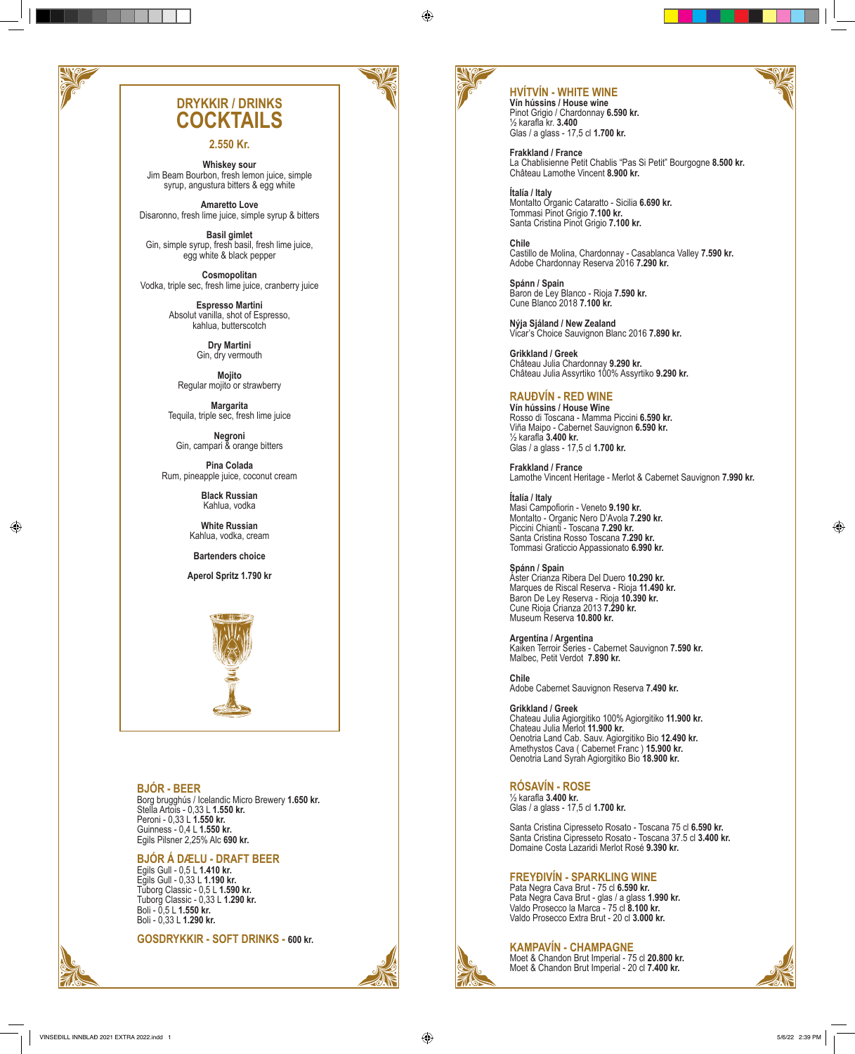# DRYKKIR / DRINKS

## COCKTAILS

### 2.550 Kr.

**Whiskey sour**
Jim Beam Bourbon, fresh lemon juice, simple syrup, angustura bitters & egg white

**Amaretto Love**
Disaronno, fresh lime juice, simple syrup & bitters

**Basil gimlet**
Gin, simple syrup, fresh basil, fresh lime juice, egg white & black pepper

**Cosmopolitan**
Vodka, triple sec, fresh lime juice, cranberry juice

**Espresso Martini**
Absolut vanilla, shot of Espresso, kahlua, butterscotch

**Dry Martini**
Gin, dry vermouth

**Mojito**
Regular mojito or strawberry

**Margarita**
Tequila, triple sec, fresh lime juice

**Negroni**
Gin, campari & orange bitters

**Pina Colada**
Rum, pineapple juice, coconut cream

**Black Russian**
Kahlua, vodka

**White Russian**
Kahlua, vodka, cream

**Bartenders choice**

**Aperol Spritz 1.790 kr**

## BJÓR - BEER

Borg brugghús / Icelandic Micro Brewery **1.650 kr.**
Stella Artois - 0,33 L **1.550 kr.**
Peroni - 0,33 L **1.550 kr.**
Guinness - 0,4 L **1.550 kr.**
Egils Pilsner 2,25% Alc **690 kr.**

## BJÓR Á DÆLU - DRAFT BEER

Egils Gull - 0,5 L **1.410 kr.**
Egils Gull - 0,33 L **1.190 kr.**
Tuborg Classic - 0,5 L **1.590 kr.**
Tuborg Classic - 0,33 L **1.290 kr.**
Boli - 0,5 L **1.550 kr.**
Boli - 0,33 L **1.290 kr.**

## GOSDRYKKIR - SOFT DRINKS - 600 kr.

## HVÍTVÍN - WHITE WINE

**Vín hússins / House wine**
Pinot Grigio / Chardonnay **6.590 kr.**
½ karafla kr. **3.400**
Glas / a glass - 17,5 cl **1.700 kr.**

**Frakkland / France**
La Chablisienne Petit Chablis "Pas Si Petit" Bourgogne **8.500 kr.**
Château Lamothe Vincent **8.900 kr.**

**Ítalía / Italy**
Montalto Organic Cataratto - Sicilia **6.690 kr.**
Tommasi Pinot Grigio **7.100 kr.**
Santa Cristina Pinot Grigio **7.100 kr.**

**Chile**
Castillo de Molina, Chardonnay - Casablanca Valley **7.590 kr.**
Adobe Chardonnay Reserva 2016 **7.290 kr.**

**Spánn / Spain**
Baron de Ley Blanco - Rioja **7.590 kr.**
Cune Blanco 2018 **7.100 kr.**

**Nýja Sjáland / New Zealand**
Vicar's Choice Sauvignon Blanc 2016 **7.890 kr.**

**Grikkland / Greek**
Château Julia Chardonnay **9.290 kr.**
Château Julia Assyrtiko 100% Assyrtiko **9.290 kr.**

## RAUÐVÍN - RED WINE

**Vín hússins / House Wine**
Rosso di Toscana - Mamma Piccini **6.590 kr.**
Viña Maipo - Cabernet Sauvignon **6.590 kr.**
½ karafla **3.400 kr.**
Glas / a glass - 17,5 cl **1.700 kr.**

**Frakkland / France**
Lamothe Vincent Heritage - Merlot & Cabernet Sauvignon **7.990 kr.**

**Ítalía / Italy**
Masi Campofiorin - Veneto **9.190 kr.**
Montalto - Organic Nero D'Avola **7.290 kr.**
Piccini Chianti - Toscana **7.290 kr.**
Santa Cristina Rosso Toscana **7.290 kr.**
Tommasi Graticcio Appassionato **6.990 kr.**

**Spánn / Spain**
Aster Crianza Ribera Del Duero **10.290 kr.**
Marques de Riscal Reserva - Rioja **11.490 kr.**
Baron De Ley Reserva - Rioja **10.390 kr.**
Cune Rioja Crianza 2013 **7.290 kr.**
Museum Reserva **10.800 kr.**

**Argentína / Argentina**
Kaiken Terroir Series - Cabernet Sauvignon **7.590 kr.**
Malbec, Petit Verdot **7.890 kr.**

**Chile**
Adobe Cabernet Sauvignon Reserva **7.490 kr.**

**Grikkland / Greek**
Chateau Julia Agiorgitiko 100% Agiorgitiko **11.900 kr.**
Chateau Julia Merlot **11.900 kr.**
Oenotria Land Cab. Sauv. Agiorgitiko Bio **12.490 kr.**
Amethystos Cava ( Cabernet Franc ) **15.900 kr.**
Oenotria Land Syrah Agiorgitiko Bio **18.900 kr.**

## RÓSAVÍN - ROSE

½ karafla **3.400 kr.**
Glas / a glass - 17,5 cl **1.700 kr.**

Santa Cristina Cipresseto Rosato - Toscana 75 cl **6.590 kr.**
Santa Cristina Cipresseto Rosato - Toscana 37.5 cl **3.400 kr.**
Domaine Costa Lazaridi Merlot Rosé **9.390 kr.**

## FREYÐIVÍN - SPARKLING WINE

Pata Negra Cava Brut - 75 cl **6.590 kr.**
Pata Negra Cava Brut - glas / a glass **1.990 kr.**
Valdo Prosecco la Marca - 75 cl **8.100 kr.**
Valdo Prosecco Extra Brut - 20 cl **3.000 kr.**

## KAMPAVÍN - CHAMPAGNE

Moet & Chandon Brut Imperial - 75 cl **20.800 kr.**
Moet & Chandon Brut Imperial - 20 cl **7.400 kr.**